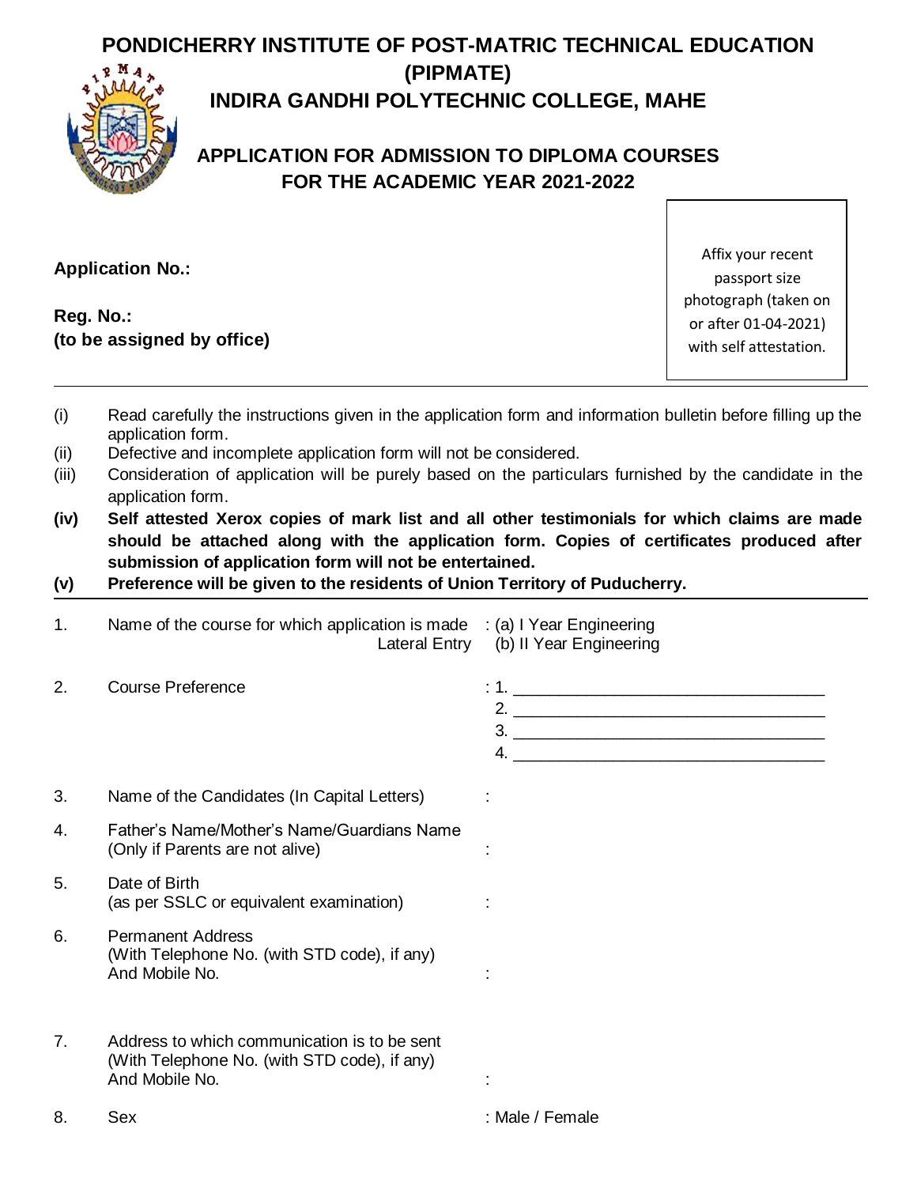# PONDICHERRY INSTITUTE OF POST-MATRIC TECHNICAL EDUCATION (PIPMATE)

## INDIRA GANDHI POLYTECHNIC COLLEGE, MAHE

### APPLICATION FOR ADMISSION TO DIPLOMA COURSES FOR THE ACADEMIC YEAR 2021-2022

Affix your recent passport size photograph (taken on or after 01-04-2021) with self attestation.

**Application No.:**

**Reg. No.:**
**(to be assigned by office)**

---

(i) Read carefully the instructions given in the application form and information bulletin before filling up the application form.

(ii) Defective and incomplete application form will not be considered.

(iii) Consideration of application will be purely based on the particulars furnished by the candidate in the application form.

**(iv) Self attested Xerox copies of mark list and all other testimonials for which claims are made should be attached along with the application form. Copies of certificates produced after submission of application form will not be entertained.**

**(v) Preference will be given to the residents of Union Territory of Puducherry.**

---

1. Name of the course for which application is made Lateral Entry : (a) I Year Engineering (b) II Year Engineering

2. Course Preference : 1. ______________________
   2. ______________________
   3. ______________________
   4. ______________________

3. Name of the Candidates (In Capital Letters) :

4. Father's Name/Mother's Name/Guardians Name (Only if Parents are not alive) :

5. Date of Birth (as per SSLC or equivalent examination) :

6. Permanent Address (With Telephone No. (with STD code), if any) And Mobile No. :

7. Address to which communication is to be sent (With Telephone No. (with STD code), if any) And Mobile No. :

8. Sex : Male / Female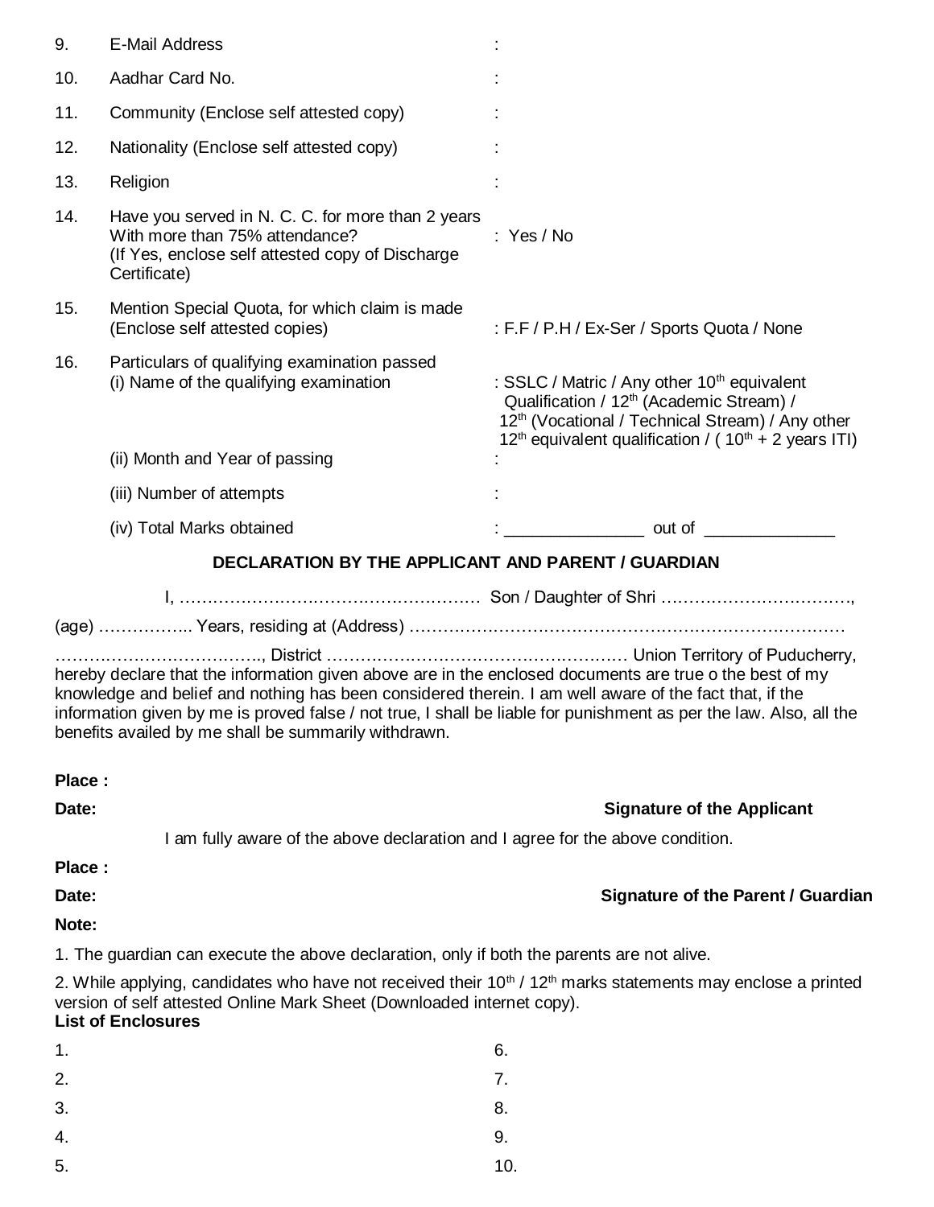| | | |
|---|---|---|
| 9. | E-Mail Address | : |
| 10. | Aadhar Card No. | : |
| 11. | Community (Enclose self attested copy) | : |
| 12. | Nationality (Enclose self attested copy) | : |
| 13. | Religion | : |
| 14. | Have you served in N. C. C. for more than 2 years With more than 75% attendance? (If Yes, enclose self attested copy of Discharge Certificate) | : Yes / No |
| 15. | Mention Special Quota, for which claim is made (Enclose self attested copies) | : F.F / P.H / Ex-Ser / Sports Quota / None |
| 16. | Particulars of qualifying examination passed<br>(i) Name of the qualifying examination | : SSLC / Matric / Any other 10th equivalent Qualification / 12th (Academic Stream) / 12th (Vocational / Technical Stream) / Any other 12th equivalent qualification / ( 10th + 2 years ITI) |
| | (ii) Month and Year of passing | : |
| | (iii) Number of attempts | : |
| | (iv) Total Marks obtained | : _______________ out of ______________ |

**DECLARATION BY THE APPLICANT AND PARENT / GUARDIAN**

I, ……………………………………………… Son / Daughter of Shri ……………………………., (age) …………….. Years, residing at (Address) ……………………………………………………………………… ……………………………….., District ……………………………………………… Union Territory of Puducherry, hereby declare that the information given above are in the enclosed documents are true o the best of my knowledge and belief and nothing has been considered therein. I am well aware of the fact that, if the information given by me is proved false / not true, I shall be liable for punishment as per the law. Also, all the benefits availed by me shall be summarily withdrawn.

**Place :**

**Date:** **Signature of the Applicant**

I am fully aware of the above declaration and I agree for the above condition.

**Place :**

**Date:** **Signature of the Parent / Guardian**

**Note:**

1. The guardian can execute the above declaration, only if both the parents are not alive.

2. While applying, candidates who have not received their 10th / 12th marks statements may enclose a printed version of self attested Online Mark Sheet (Downloaded internet copy).

**List of Enclosures**

| | |
|---|---|
| 1. | 6. |
| 2. | 7. |
| 3. | 8. |
| 4. | 9. |
| 5. | 10. |